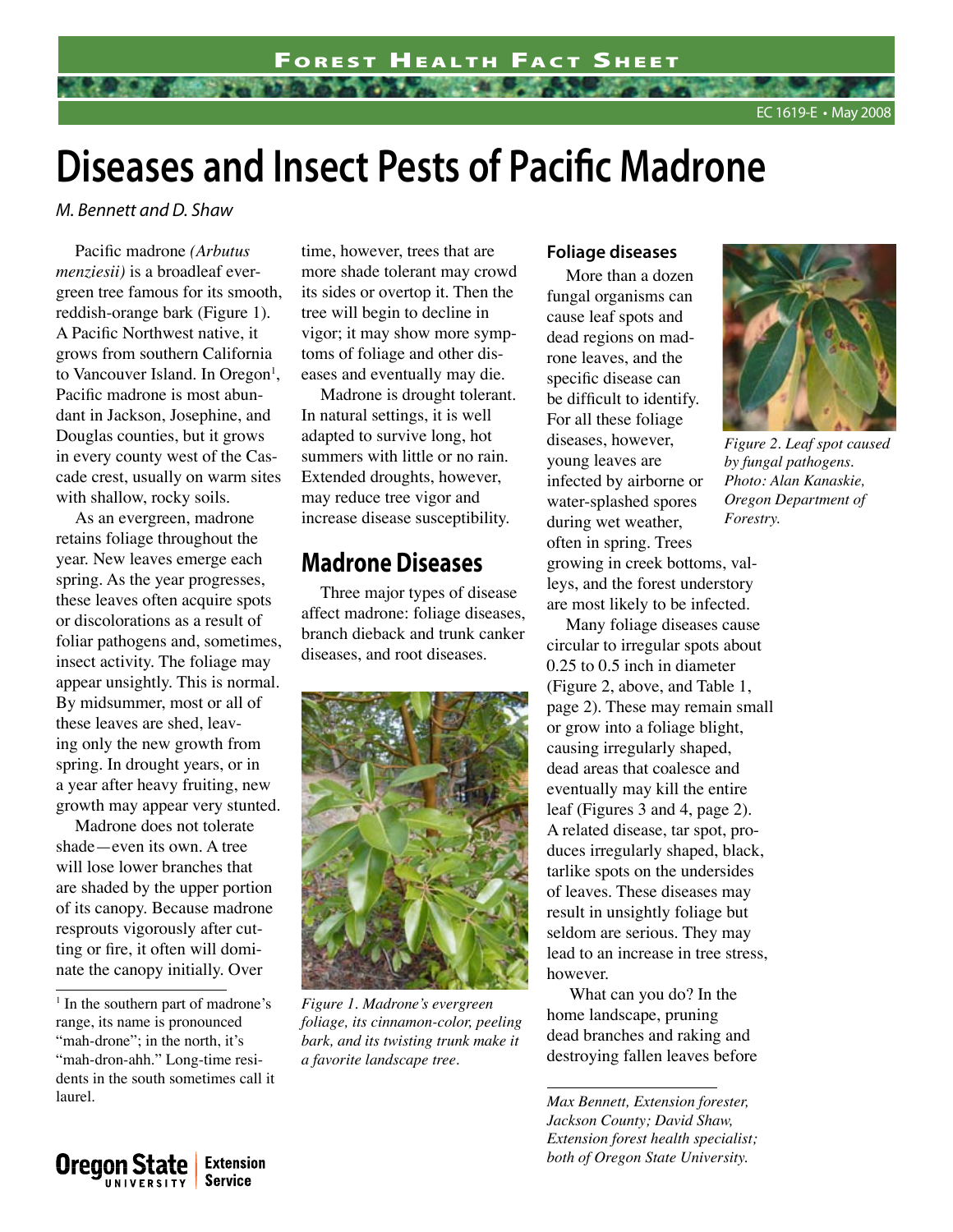Forest Health Fact Sheet

EC 1619-E • May 2008

# Diseases and Insect Pests of Pacific Madrone

*M. Bennett and D. Shaw*

Pacific madrone *(Arbutus menziesii)* is a broadleaf evergreen tree famous for its smooth, reddish-orange bark (Figure 1). A Pacific Northwest native, it grows from southern California to Vancouver Island. In Oregon[1], Pacific madrone is most abundant in Jackson, Josephine, and Douglas counties, but it grows in every county west of the Cascade crest, usually on warm sites with shallow, rocky soils.

As an evergreen, madrone retains foliage throughout the year. New leaves emerge each spring. As the year progresses, these leaves often acquire spots or discolorations as a result of foliar pathogens and, sometimes, insect activity. The foliage may appear unsightly. This is normal. By midsummer, most or all of these leaves are shed, leaving only the new growth from spring. In drought years, or in a year after heavy fruiting, new growth may appear very stunted.

Madrone does not tolerate shade—even its own. A tree will lose lower branches that are shaded by the upper portion of its canopy. Because madrone resprouts vigorously after cutting or fire, it often will dominate the canopy initially. Over time, however, trees that are more shade tolerant may crowd its sides or overtop it. Then the tree will begin to decline in vigor; it may show more symptoms of foliage and other diseases and eventually may die.

Madrone is drought tolerant. In natural settings, it is well adapted to survive long, hot summers with little or no rain. Extended droughts, however, may reduce tree vigor and increase disease susceptibility.

[1] In the southern part of madrone's range, its name is pronounced "mah-drone"; in the north, it's "mah-dron-ahh." Long-time residents in the south sometimes call it laurel.

## Madrone Diseases

Three major types of disease affect madrone: foliage diseases, branch dieback and trunk canker diseases, and root diseases.

*Figure 1. Madrone's evergreen foliage, its cinnamon-color, peeling bark, and its twisting trunk make it a favorite landscape tree.*

### Foliage diseases

More than a dozen fungal organisms can cause leaf spots and dead regions on madrone leaves, and the specific disease can be difficult to identify. For all these foliage diseases, however, young leaves are infected by airborne or water-splashed spores during wet weather, often in spring. Trees growing in creek bottoms, valleys, and the forest understory are most likely to be infected.

*Figure 2. Leaf spot caused by fungal pathogens. Photo: Alan Kanaskie, Oregon Department of Forestry.*

Many foliage diseases cause circular to irregular spots about 0.25 to 0.5 inch in diameter (Figure 2, above, and Table 1, page 2). These may remain small or grow into a foliage blight, causing irregularly shaped, dead areas that coalesce and eventually may kill the entire leaf (Figures 3 and 4, page 2). A related disease, tar spot, produces irregularly shaped, black, tarlike spots on the undersides of leaves. These diseases may result in unsightly foliage but seldom are serious. They may lead to an increase in tree stress, however.

What can you do? In the home landscape, pruning dead branches and raking and destroying fallen leaves before

*Max Bennett, Extension forester, Jackson County; David Shaw, Extension forest health specialist; both of Oregon State University.*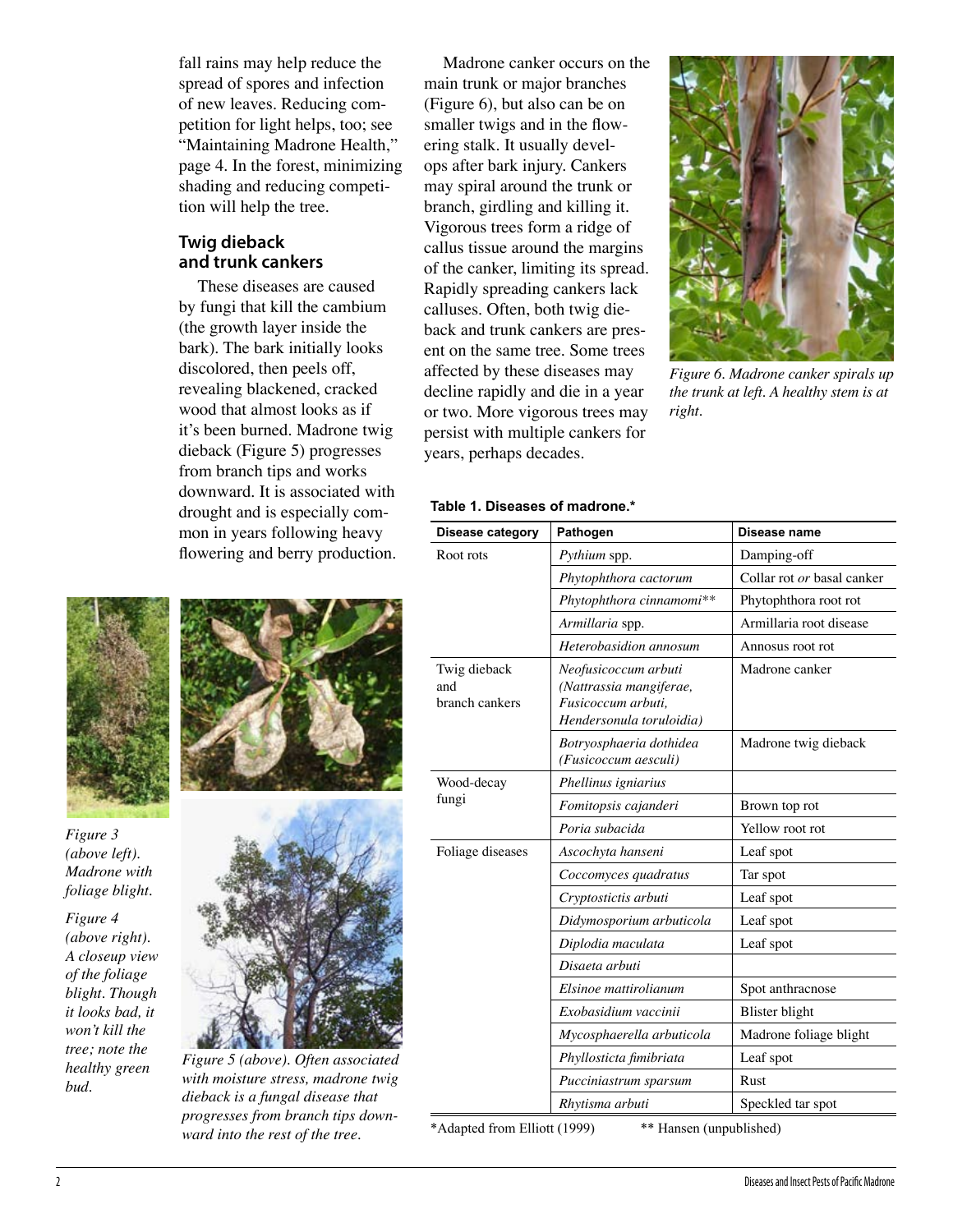fall rains may help reduce the spread of spores and infection of new leaves. Reducing competition for light helps, too; see "Maintaining Madrone Health," page 4. In the forest, minimizing shading and reducing competition will help the tree.

## Twig dieback and trunk cankers

These diseases are caused by fungi that kill the cambium (the growth layer inside the bark). The bark initially looks discolored, then peels off, revealing blackened, cracked wood that almost looks as if it's been burned. Madrone twig dieback (Figure 5) progresses from branch tips and works downward. It is associated with drought and is especially common in years following heavy flowering and berry production.

Madrone canker occurs on the main trunk or major branches (Figure 6), but also can be on smaller twigs and in the flowering stalk. It usually develops after bark injury. Cankers may spiral around the trunk or branch, girdling and killing it. Vigorous trees form a ridge of callus tissue around the margins of the canker, limiting its spread. Rapidly spreading cankers lack calluses. Often, both twig dieback and trunk cankers are present on the same tree. Some trees affected by these diseases may decline rapidly and die in a year or two. More vigorous trees may persist with multiple cankers for years, perhaps decades.

*Figure 6. Madrone canker spirals up the trunk at left. A healthy stem is at right.*

*Figure 3 (above left). Madrone with foliage blight.*

*Figure 4 (above right). A closeup view of the foliage blight. Though it looks bad, it won't kill the tree; note the healthy green bud.*

*Figure 5 (above). Often associated with moisture stress, madrone twig dieback is a fungal disease that progresses from branch tips downward into the rest of the tree.*

**Table 1. Diseases of madrone.***

| Disease category | Pathogen | Disease name |
|---|---|---|
| Root rots | *Pythium* spp. | Damping-off |
| | *Phytophthora cactorum* | Collar rot *or* basal canker |
| | *Phytophthora cinnamomi*** | Phytophthora root rot |
| | *Armillaria* spp. | Armillaria root disease |
| | *Heterobasidion annosum* | Annosus root rot |
| Twig dieback and branch cankers | *Neofusicoccum arbuti (Nattrassia mangiferae, Fusicoccum arbuti, Hendersonula toruloidia)* | Madrone canker |
| | *Botryosphaeria dothidea (Fusicoccum aesculi)* | Madrone twig dieback |
| Wood-decay fungi | *Phellinus igniarius* | |
| | *Fomitopsis cajanderi* | Brown top rot |
| | *Poria subacida* | Yellow root rot |
| Foliage diseases | *Ascochyta hanseni* | Leaf spot |
| | *Coccomyces quadratus* | Tar spot |
| | *Cryptostictis arbuti* | Leaf spot |
| | *Didymosporium arbuticola* | Leaf spot |
| | *Diplodia maculata* | Leaf spot |
| | *Disaeta arbuti* | |
| | *Elsinoe mattirolianum* | Spot anthracnose |
| | *Exobasidium vaccinii* | Blister blight |
| | *Mycosphaerella arbuticola* | Madrone foliage blight |
| | *Phyllosticta fimibriata* | Leaf spot |
| | *Pucciniastrum sparsum* | Rust |
| | *Rhytisma arbuti* | Speckled tar spot |

*Adapted from Elliott (1999)  ** Hansen (unpublished)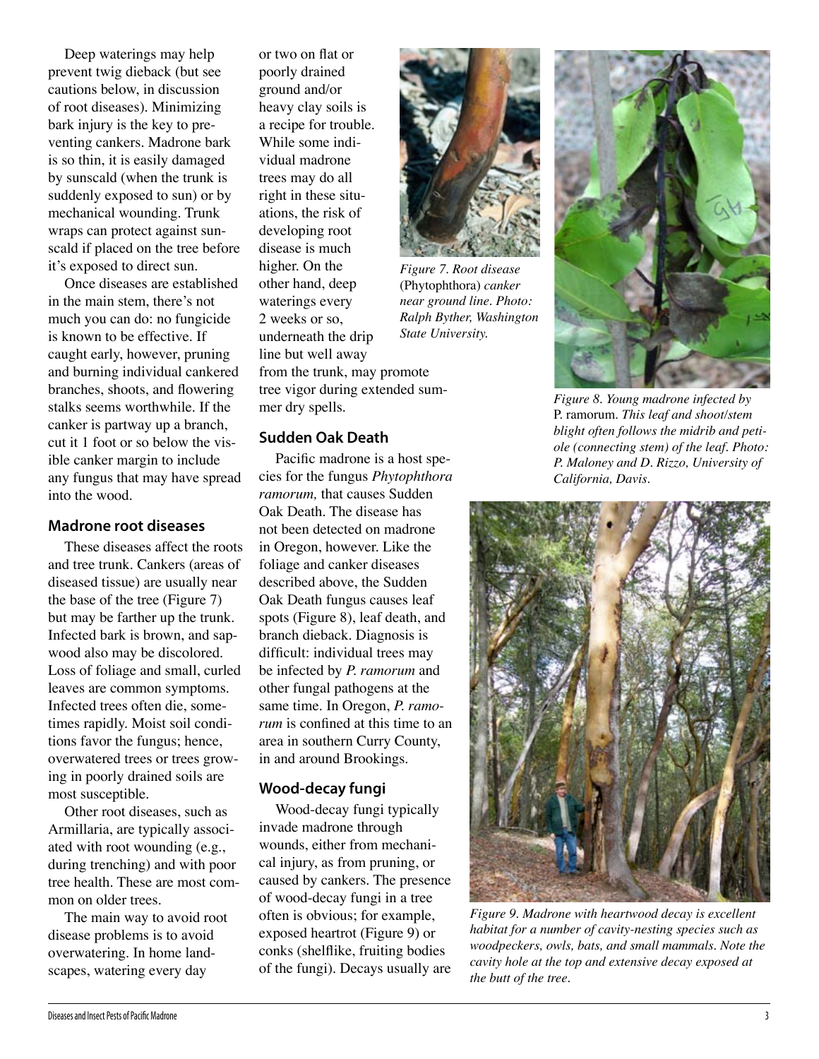Deep waterings may help prevent twig dieback (but see cautions below, in discussion of root diseases). Minimizing bark injury is the key to preventing cankers. Madrone bark is so thin, it is easily damaged by sunscald (when the trunk is suddenly exposed to sun) or by mechanical wounding. Trunk wraps can protect against sunscald if placed on the tree before it's exposed to direct sun.

Once diseases are established in the main stem, there's not much you can do: no fungicide is known to be effective. If caught early, however, pruning and burning individual cankered branches, shoots, and flowering stalks seems worthwhile. If the canker is partway up a branch, cut it 1 foot or so below the visible canker margin to include any fungus that may have spread into the wood.

### Madrone root diseases

These diseases affect the roots and tree trunk. Cankers (areas of diseased tissue) are usually near the base of the tree (Figure 7) but may be farther up the trunk. Infected bark is brown, and sapwood also may be discolored. Loss of foliage and small, curled leaves are common symptoms. Infected trees often die, sometimes rapidly. Moist soil conditions favor the fungus; hence, overwatered trees or trees growing in poorly drained soils are most susceptible.

Other root diseases, such as Armillaria, are typically associated with root wounding (e.g., during trenching) and with poor tree health. These are most common on older trees.

The main way to avoid root disease problems is to avoid overwatering. In home landscapes, watering every day or two on flat or poorly drained ground and/or heavy clay soils is a recipe for trouble. While some individual madrone trees may do all right in these situations, the risk of developing root disease is much higher. On the other hand, deep waterings every 2 weeks or so, underneath the drip line but well away from the trunk, may promote tree vigor during extended summer dry spells.

*Figure 7. Root disease* (Phytophthora) *canker near ground line. Photo: Ralph Byther, Washington State University.*

### Sudden Oak Death

Pacific madrone is a host species for the fungus *Phytophthora ramorum,* that causes Sudden Oak Death. The disease has not been detected on madrone in Oregon, however. Like the foliage and canker diseases described above, the Sudden Oak Death fungus causes leaf spots (Figure 8), leaf death, and branch dieback. Diagnosis is difficult: individual trees may be infected by *P. ramorum* and other fungal pathogens at the same time. In Oregon, *P. ramorum* is confined at this time to an area in southern Curry County, in and around Brookings.

*Figure 8. Young madrone infected by* P. ramorum. *This leaf and shoot/stem blight often follows the midrib and petiole (connecting stem) of the leaf. Photo: P. Maloney and D. Rizzo, University of California, Davis.*

### Wood-decay fungi

Wood-decay fungi typically invade madrone through wounds, either from mechanical injury, as from pruning, or caused by cankers. The presence of wood-decay fungi in a tree often is obvious; for example, exposed heartrot (Figure 9) or conks (shelflike, fruiting bodies of the fungi). Decays usually are

*Figure 9. Madrone with heartwood decay is excellent habitat for a number of cavity-nesting species such as woodpeckers, owls, bats, and small mammals. Note the cavity hole at the top and extensive decay exposed at the butt of the tree.*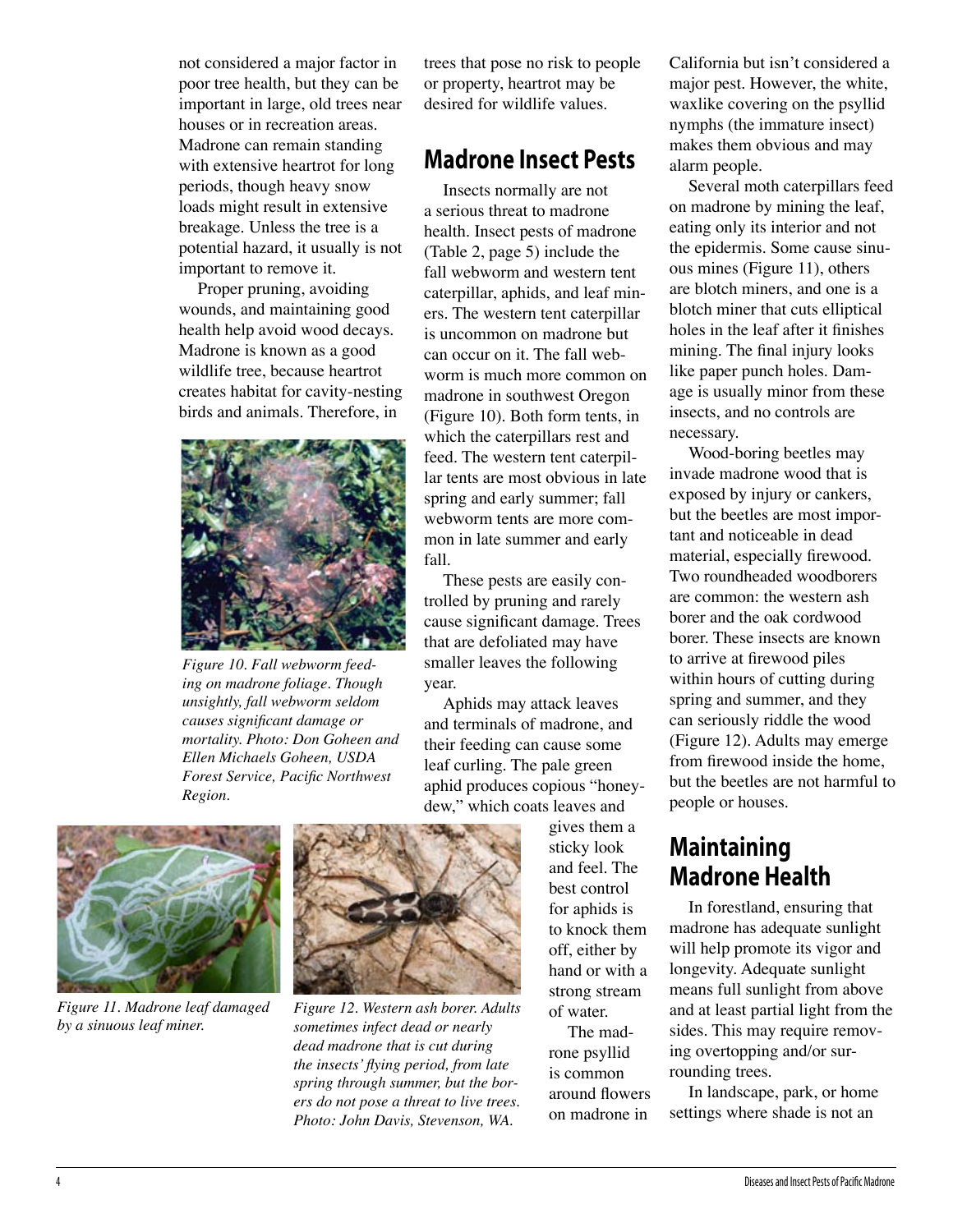not considered a major factor in poor tree health, but they can be important in large, old trees near houses or in recreation areas. Madrone can remain standing with extensive heartrot for long periods, though heavy snow loads might result in extensive breakage. Unless the tree is a potential hazard, it usually is not important to remove it.

Proper pruning, avoiding wounds, and maintaining good health help avoid wood decays. Madrone is known as a good wildlife tree, because heartrot creates habitat for cavity-nesting birds and animals. Therefore, in trees that pose no risk to people or property, heartrot may be desired for wildlife values.

*Figure 10. Fall webworm feeding on madrone foliage. Though unsightly, fall webworm seldom causes significant damage or mortality. Photo: Don Goheen and Ellen Michaels Goheen, USDA Forest Service, Pacific Northwest Region.*

## Madrone Insect Pests

Insects normally are not a serious threat to madrone health. Insect pests of madrone (Table 2, page 5) include the fall webworm and western tent caterpillar, aphids, and leaf miners. The western tent caterpillar is uncommon on madrone but can occur on it. The fall webworm is much more common on madrone in southwest Oregon (Figure 10). Both form tents, in which the caterpillars rest and feed. The western tent caterpillar tents are most obvious in late spring and early summer; fall webworm tents are more common in late summer and early fall.

These pests are easily controlled by pruning and rarely cause significant damage. Trees that are defoliated may have smaller leaves the following year.

Aphids may attack leaves and terminals of madrone, and their feeding can cause some leaf curling. The pale green aphid produces copious "honeydew," which coats leaves and gives them a sticky look and feel. The best control for aphids is to knock them off, either by hand or with a strong stream of water.

The madrone psyllid is common around flowers on madrone in California but isn't considered a major pest. However, the white, waxlike covering on the psyllid nymphs (the immature insect) makes them obvious and may alarm people.

Several moth caterpillars feed on madrone by mining the leaf, eating only its interior and not the epidermis. Some cause sinuous mines (Figure 11), others are blotch miners, and one is a blotch miner that cuts elliptical holes in the leaf after it finishes mining. The final injury looks like paper punch holes. Damage is usually minor from these insects, and no controls are necessary.

Wood-boring beetles may invade madrone wood that is exposed by injury or cankers, but the beetles are most important and noticeable in dead material, especially firewood. Two roundheaded woodborers are common: the western ash borer and the oak cordwood borer. These insects are known to arrive at firewood piles within hours of cutting during spring and summer, and they can seriously riddle the wood (Figure 12). Adults may emerge from firewood inside the home, but the beetles are not harmful to people or houses.

*Figure 11. Madrone leaf damaged by a sinuous leaf miner.*

*Figure 12. Western ash borer. Adults sometimes infect dead or nearly dead madrone that is cut during the insects' flying period, from late spring through summer, but the borers do not pose a threat to live trees. Photo: John Davis, Stevenson, WA.*

## Maintaining Madrone Health

In forestland, ensuring that madrone has adequate sunlight will help promote its vigor and longevity. Adequate sunlight means full sunlight from above and at least partial light from the sides. This may require removing overtopping and/or surrounding trees.

In landscape, park, or home settings where shade is not an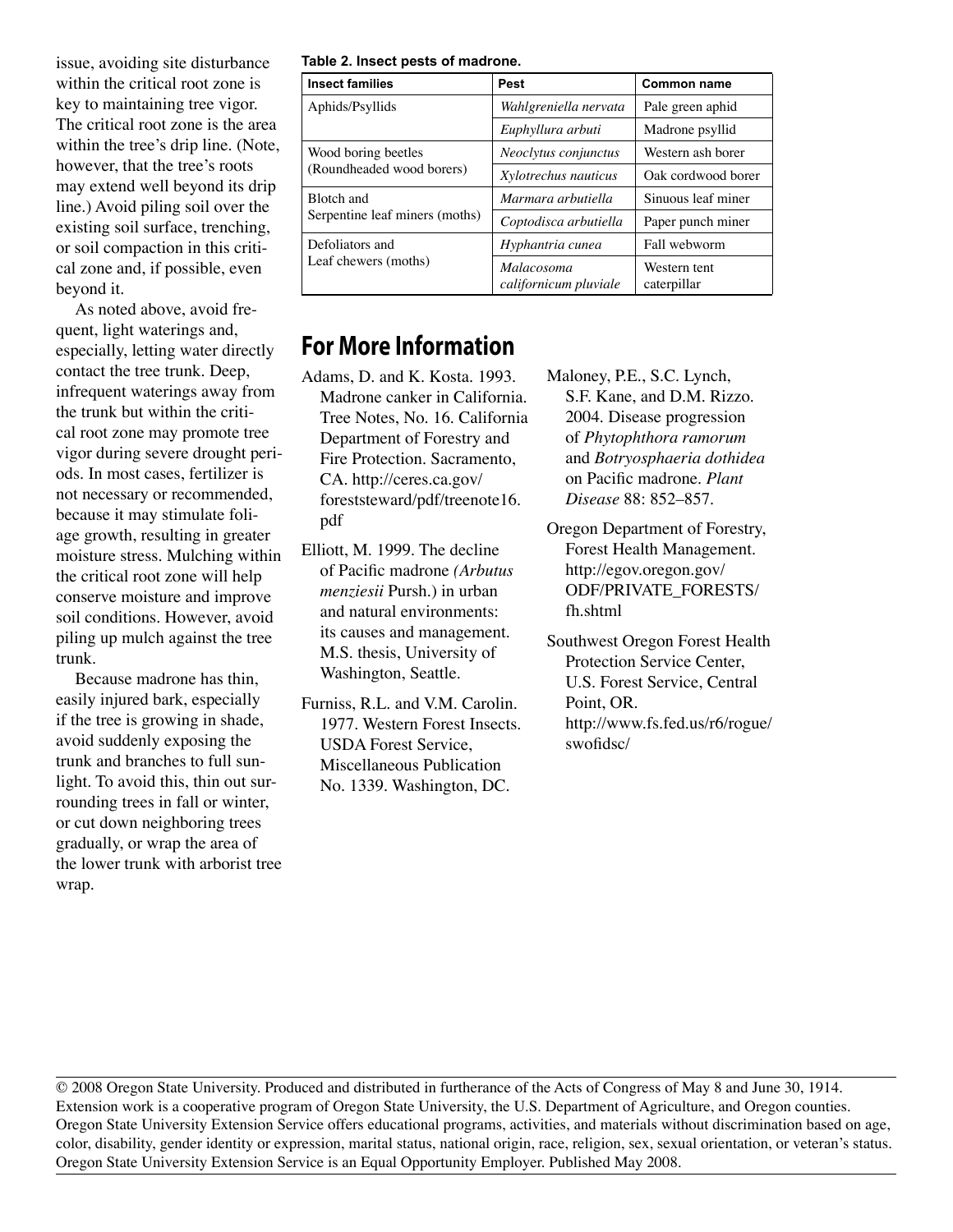issue, avoiding site disturbance within the critical root zone is key to maintaining tree vigor. The critical root zone is the area within the tree's drip line. (Note, however, that the tree's roots may extend well beyond its drip line.) Avoid piling soil over the existing soil surface, trenching, or soil compaction in this critical zone and, if possible, even beyond it.

As noted above, avoid frequent, light waterings and, especially, letting water directly contact the tree trunk. Deep, infrequent waterings away from the trunk but within the critical root zone may promote tree vigor during severe drought periods. In most cases, fertilizer is not necessary or recommended, because it may stimulate foliage growth, resulting in greater moisture stress. Mulching within the critical root zone will help conserve moisture and improve soil conditions. However, avoid piling up mulch against the tree trunk.

Because madrone has thin, easily injured bark, especially if the tree is growing in shade, avoid suddenly exposing the trunk and branches to full sunlight. To avoid this, thin out surrounding trees in fall or winter, or cut down neighboring trees gradually, or wrap the area of the lower trunk with arborist tree wrap.

**Table 2. Insect pests of madrone.**

| Insect families | Pest | Common name |
|---|---|---|
| Aphids/Psyllids | *Wahlgreniella nervata* | Pale green aphid |
| | *Euphyllura arbuti* | Madrone psyllid |
| Wood boring beetles (Roundheaded wood borers) | *Neoclytus conjunctus* | Western ash borer |
| | *Xylotrechus nauticus* | Oak cordwood borer |
| Blotch and Serpentine leaf miners (moths) | *Marmara arbutiella* | Sinuous leaf miner |
| | *Coptodisca arbutiella* | Paper punch miner |
| Defoliators and Leaf chewers (moths) | *Hyphantria cunea* | Fall webworm |
| | *Malacosoma californicum pluviale* | Western tent caterpillar |

## For More Information

Adams, D. and K. Kosta. 1993. Madrone canker in California. Tree Notes, No. 16. California Department of Forestry and Fire Protection. Sacramento, CA. http://ceres.ca.gov/foreststeward/pdf/treenote16.pdf

Elliott, M. 1999. The decline of Pacific madrone *(Arbutus menziesii* Pursh.) in urban and natural environments: its causes and management. M.S. thesis, University of Washington, Seattle.

Furniss, R.L. and V.M. Carolin. 1977. Western Forest Insects. USDA Forest Service, Miscellaneous Publication No. 1339. Washington, DC.

Maloney, P.E., S.C. Lynch, S.F. Kane, and D.M. Rizzo. 2004. Disease progression of *Phytophthora ramorum* and *Botryosphaeria dothidea* on Pacific madrone. *Plant Disease* 88: 852–857.

Oregon Department of Forestry, Forest Health Management. http://egov.oregon.gov/ODF/PRIVATE_FORESTS/fh.shtml

Southwest Oregon Forest Health Protection Service Center, U.S. Forest Service, Central Point, OR. http://www.fs.fed.us/r6/rogue/swofidsc/

© 2008 Oregon State University. Produced and distributed in furtherance of the Acts of Congress of May 8 and June 30, 1914. Extension work is a cooperative program of Oregon State University, the U.S. Department of Agriculture, and Oregon counties. Oregon State University Extension Service offers educational programs, activities, and materials without discrimination based on age, color, disability, gender identity or expression, marital status, national origin, race, religion, sex, sexual orientation, or veteran's status. Oregon State University Extension Service is an Equal Opportunity Employer. Published May 2008.